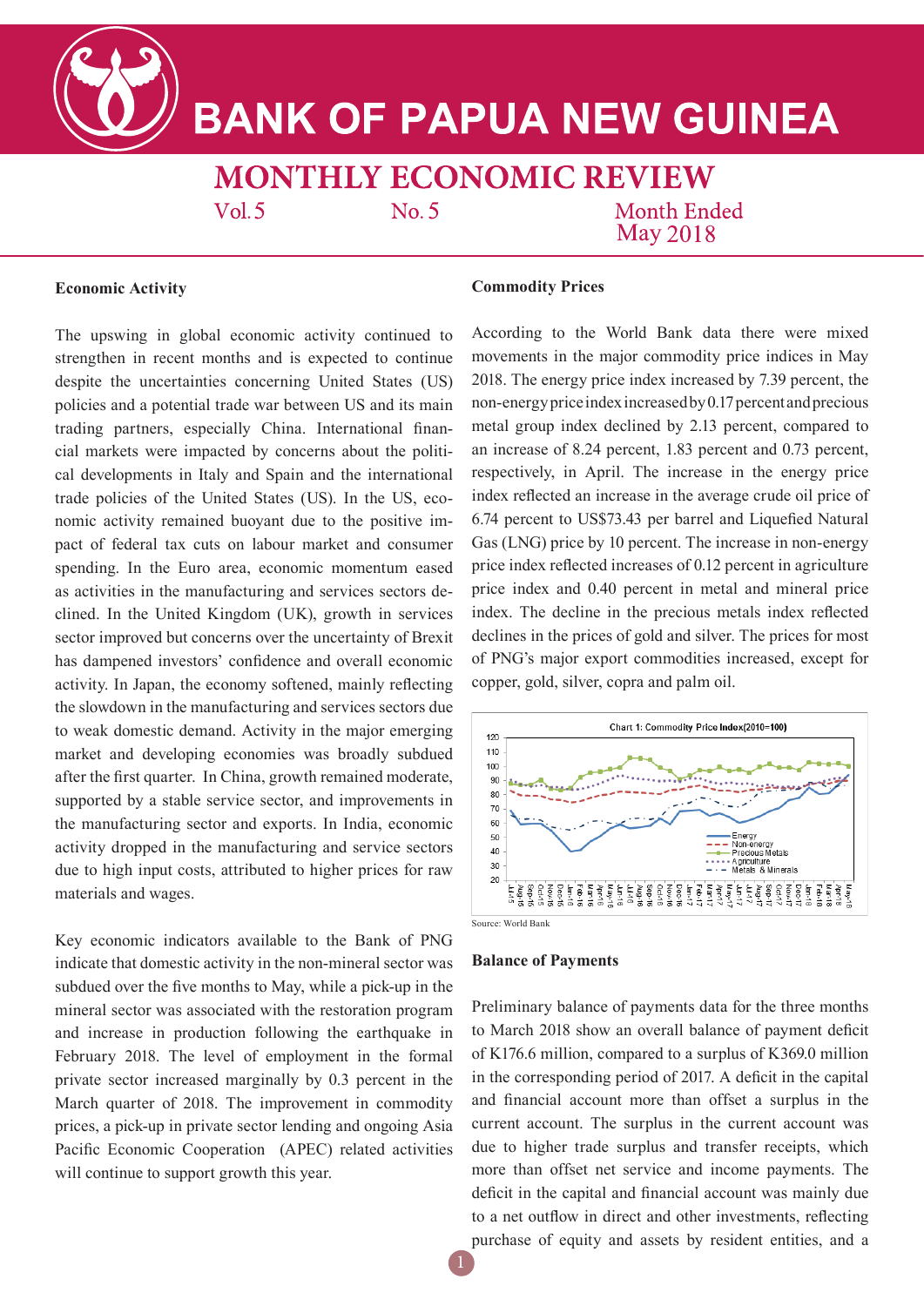# BANK OF PAPUA NEW GUINEA

## MONTHLY ECONOMIC REVIEW

Vol. 5 | No. 5 | Month Ended May 2018

### Economic Activity

The upswing in global economic activity continued to strengthen in recent months and is expected to continue despite the uncertainties concerning United States (US) policies and a potential trade war between US and its main trading partners, especially China. International financial markets were impacted by concerns about the political developments in Italy and Spain and the international trade policies of the United States (US). In the US, economic activity remained buoyant due to the positive impact of federal tax cuts on labour market and consumer spending. In the Euro area, economic momentum eased as activities in the manufacturing and services sectors declined. In the United Kingdom (UK), growth in services sector improved but concerns over the uncertainty of Brexit has dampened investors' confidence and overall economic activity. In Japan, the economy softened, mainly reflecting the slowdown in the manufacturing and services sectors due to weak domestic demand. Activity in the major emerging market and developing economies was broadly subdued after the first quarter. In China, growth remained moderate, supported by a stable service sector, and improvements in the manufacturing sector and exports. In India, economic activity dropped in the manufacturing and service sectors due to high input costs, attributed to higher prices for raw materials and wages.

Key economic indicators available to the Bank of PNG indicate that domestic activity in the non-mineral sector was subdued over the five months to May, while a pick-up in the mineral sector was associated with the restoration program and increase in production following the earthquake in February 2018. The level of employment in the formal private sector increased marginally by 0.3 percent in the March quarter of 2018. The improvement in commodity prices, a pick-up in private sector lending and ongoing Asia Pacific Economic Cooperation (APEC) related activities will continue to support growth this year.

### Commodity Prices

According to the World Bank data there were mixed movements in the major commodity price indices in May 2018. The energy price index increased by 7.39 percent, the non-energy price index increased by 0.17 percent and precious metal group index declined by 2.13 percent, compared to an increase of 8.24 percent, 1.83 percent and 0.73 percent, respectively, in April. The increase in the energy price index reflected an increase in the average crude oil price of 6.74 percent to US$73.43 per barrel and Liquefied Natural Gas (LNG) price by 10 percent. The increase in non-energy price index reflected increases of 0.12 percent in agriculture price index and 0.40 percent in metal and mineral price index. The decline in the precious metals index reflected declines in the prices of gold and silver. The prices for most of PNG's major export commodities increased, except for copper, gold, silver, copra and palm oil.

Chart 1: Commodity Price Index(2010=100)

Source: World Bank

### Balance of Payments

Preliminary balance of payments data for the three months to March 2018 show an overall balance of payment deficit of K176.6 million, compared to a surplus of K369.0 million in the corresponding period of 2017. A deficit in the capital and financial account more than offset a surplus in the current account. The surplus in the current account was due to higher trade surplus and transfer receipts, which more than offset net service and income payments. The deficit in the capital and financial account was mainly due to a net outflow in direct and other investments, reflecting purchase of equity and assets by resident entities, and a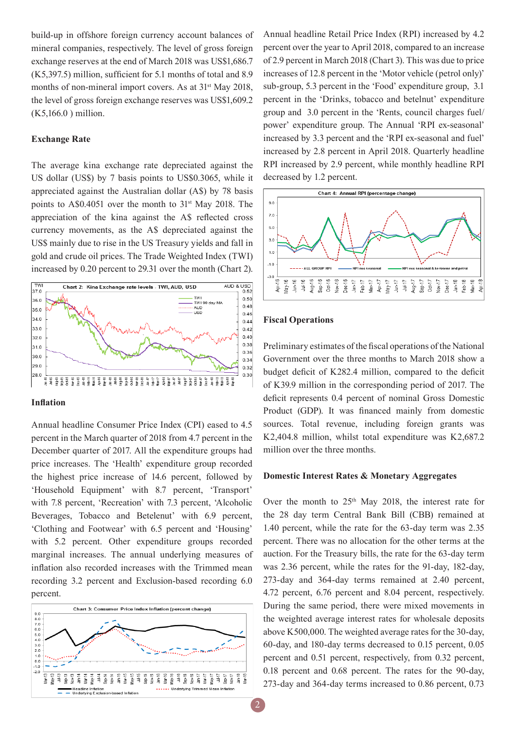build-up in offshore foreign currency account balances of mineral companies, respectively. The level of gross foreign exchange reserves at the end of March 2018 was US$1,686.7 (K5,397.5) million, sufficient for 5.1 months of total and 8.9 months of non-mineral import covers. As at 31st May 2018, the level of gross foreign exchange reserves was US$1,609.2 (K5,166.0 ) million.

### Exchange Rate

The average kina exchange rate depreciated against the US dollar (US$) by 7 basis points to US$0.3065, while it appreciated against the Australian dollar (A$) by 78 basis points to A$0.4051 over the month to 31st May 2018. The appreciation of the kina against the A$ reflected cross currency movements, as the A$ depreciated against the US$ mainly due to rise in the US Treasury yields and fall in gold and crude oil prices. The Trade Weighted Index (TWI) increased by 0.20 percent to 29.31 over the month (Chart 2).

Chart 2: Kina Exchange rate levels - TWI, AUD, USD

### Inflation

Annual headline Consumer Price Index (CPI) eased to 4.5 percent in the March quarter of 2018 from 4.7 percent in the December quarter of 2017. All the expenditure groups had price increases. The 'Health' expenditure group recorded the highest price increase of 14.6 percent, followed by 'Household Equipment' with 8.7 percent, 'Transport' with 7.8 percent, 'Recreation' with 7.3 percent, 'Alcoholic Beverages, Tobacco and Betelenut' with 6.9 percent, 'Clothing and Footwear' with 6.5 percent and 'Housing' with 5.2 percent. Other expenditure groups recorded marginal increases. The annual underlying measures of inflation also recorded increases with the Trimmed mean recording 3.2 percent and Exclusion-based recording 6.0 percent.

Chart 3: Consumer Price Index Inflation (percent change)

Annual headline Retail Price Index (RPI) increased by 4.2 percent over the year to April 2018, compared to an increase of 2.9 percent in March 2018 (Chart 3). This was due to price increases of 12.8 percent in the 'Motor vehicle (petrol only)' sub-group, 5.3 percent in the 'Food' expenditure group, 3.1 percent in the 'Drinks, tobacco and betelnut' expenditure group and 3.0 percent in the 'Rents, council charges fuel/ power' expenditure group. The Annual 'RPI ex-seasonal' increased by 3.3 percent and the 'RPI ex-seasonal and fuel' increased by 2.8 percent in April 2018. Quarterly headline RPI increased by 2.9 percent, while monthly headline RPI decreased by 1.2 percent.

Chart 4: Annual RPI (percentage change)

### Fiscal Operations

Preliminary estimates of the fiscal operations of the National Government over the three months to March 2018 show a budget deficit of K282.4 million, compared to the deficit of K39.9 million in the corresponding period of 2017. The deficit represents 0.4 percent of nominal Gross Domestic Product (GDP). It was financed mainly from domestic sources. Total revenue, including foreign grants was K2,404.8 million, whilst total expenditure was K2,687.2 million over the three months.

### Domestic Interest Rates & Monetary Aggregates

Over the month to 25th May 2018, the interest rate for the 28 day term Central Bank Bill (CBB) remained at 1.40 percent, while the rate for the 63-day term was 2.35 percent. There was no allocation for the other terms at the auction. For the Treasury bills, the rate for the 63-day term was 2.36 percent, while the rates for the 91-day, 182-day, 273-day and 364-day terms remained at 2.40 percent, 4.72 percent, 6.76 percent and 8.04 percent, respectively. During the same period, there were mixed movements in the weighted average interest rates for wholesale deposits above K500,000. The weighted average rates for the 30-day, 60-day, and 180-day terms decreased to 0.15 percent, 0.05 percent and 0.51 percent, respectively, from 0.32 percent, 0.18 percent and 0.68 percent. The rates for the 90-day, 273-day and 364-day terms increased to 0.86 percent, 0.73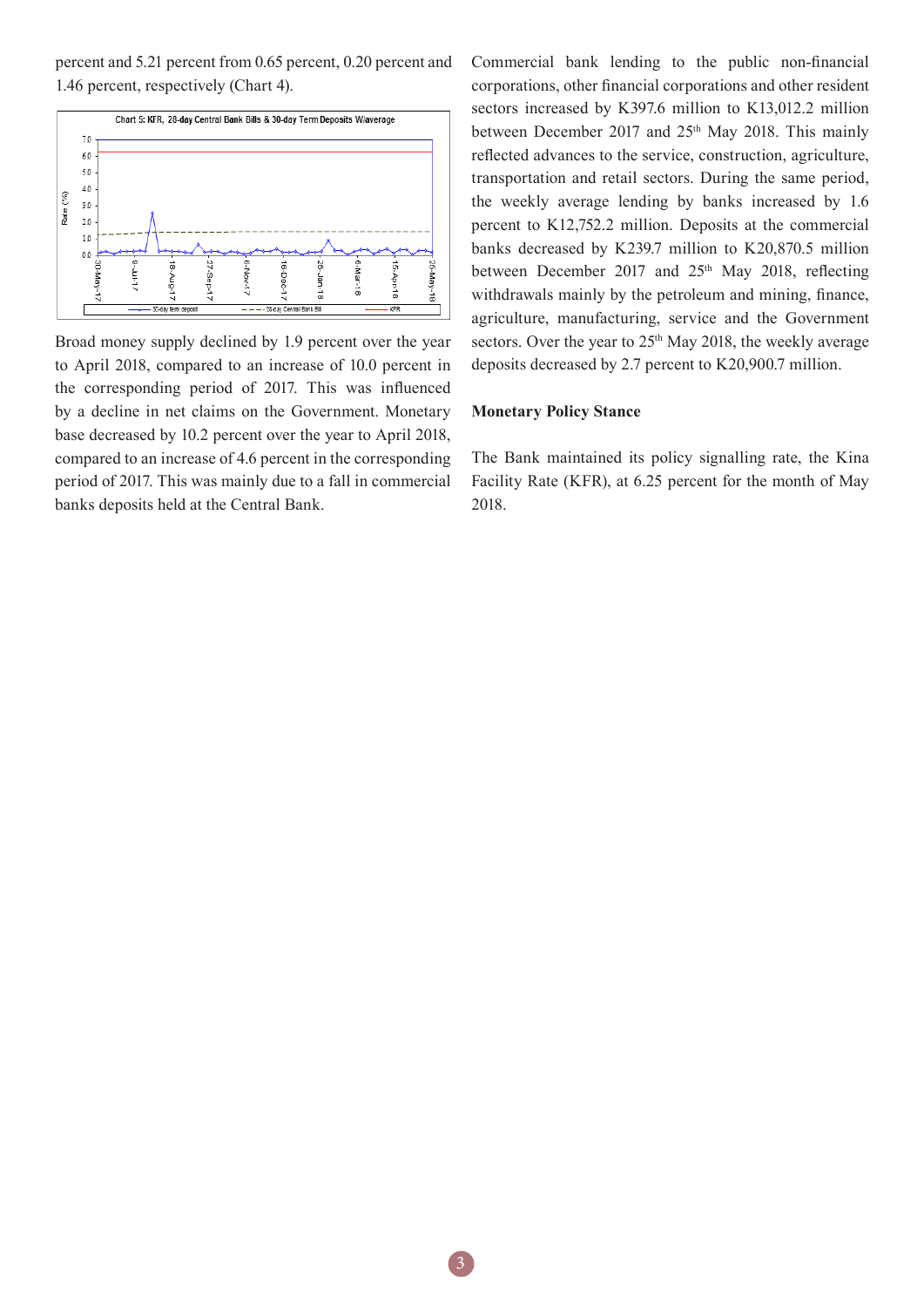percent and 5.21 percent from 0.65 percent, 0.20 percent and 1.46 percent, respectively (Chart 4).

Chart 5: KFR, 28-day Central Bank Bills & 30-day Term Deposits W/average

Broad money supply declined by 1.9 percent over the year to April 2018, compared to an increase of 10.0 percent in the corresponding period of 2017. This was influenced by a decline in net claims on the Government. Monetary base decreased by 10.2 percent over the year to April 2018, compared to an increase of 4.6 percent in the corresponding period of 2017. This was mainly due to a fall in commercial banks deposits held at the Central Bank.

Commercial bank lending to the public non-financial corporations, other financial corporations and other resident sectors increased by K397.6 million to K13,012.2 million between December 2017 and 25th May 2018. This mainly reflected advances to the service, construction, agriculture, transportation and retail sectors. During the same period, the weekly average lending by banks increased by 1.6 percent to K12,752.2 million. Deposits at the commercial banks decreased by K239.7 million to K20,870.5 million between December 2017 and 25th May 2018, reflecting withdrawals mainly by the petroleum and mining, finance, agriculture, manufacturing, service and the Government sectors. Over the year to 25th May 2018, the weekly average deposits decreased by 2.7 percent to K20,900.7 million.

**Monetary Policy Stance**

The Bank maintained its policy signalling rate, the Kina Facility Rate (KFR), at 6.25 percent for the month of May 2018.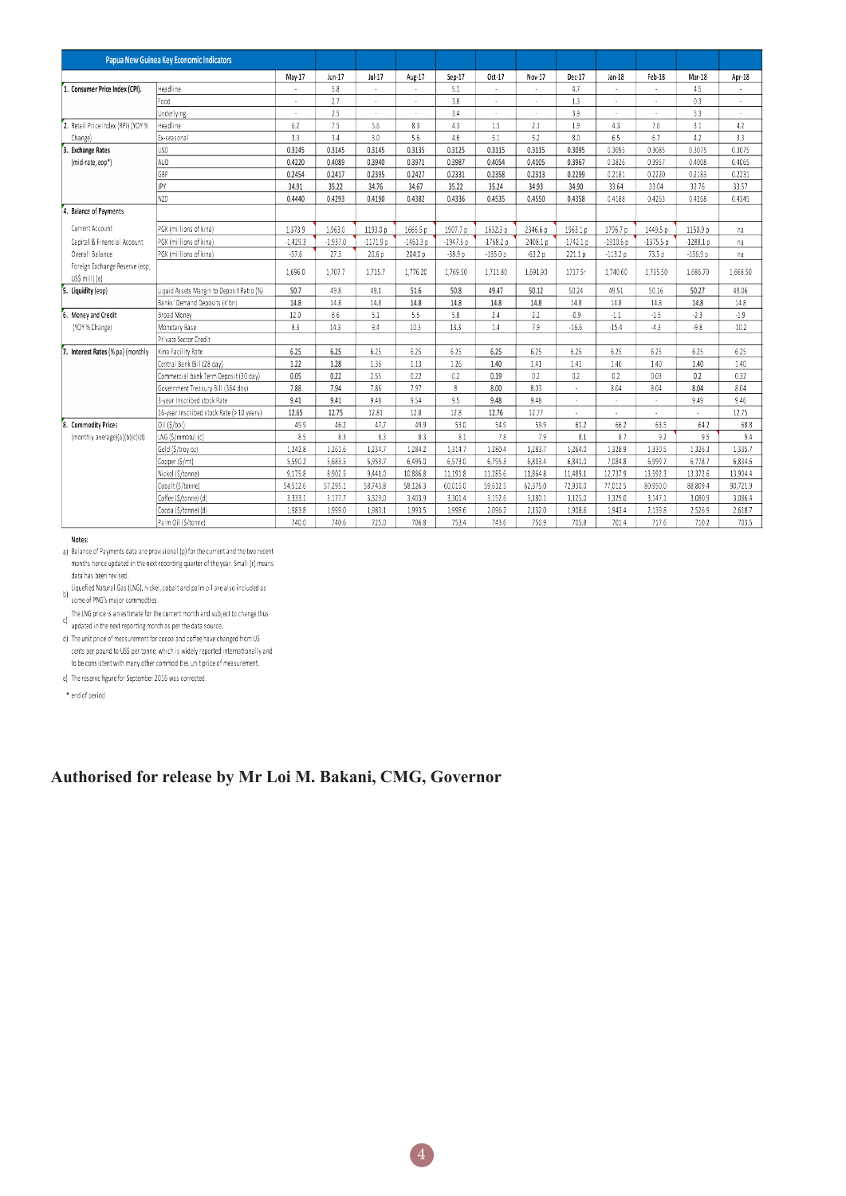| Papua New Guinea Key Economic Indicators | | May-17 | Jun-17 | Jul-17 | Aug-17 | Sep-17 | Oct-17 | Nov-17 | Dec-17 | Jan-18 | Feb-18 | Mar-18 | Apr-18 |
|---|---|---|---|---|---|---|---|---|---|---|---|---|---|
| 1. Consumer Price Index (CPI). | Headline | - | 5.8 | - | - | 5.1 | - | - | 4.7 | - | - | 4.5 | - |
| | Food | - | 2.7 | - | - | 3.8 | - | - | 1.3 | - | - | 0.3 | - |
| | Underlying | - | 2.5 | - | - | 3.4 | - | - | 3.9 | - | - | 5.3 | - |
| 2. Retail Price Index (RPI) (YOY % Change) | Headline | 6.2 | 7.5 | 5.6 | 8.3 | 4.3 | 1.5 | 2.1 | 1.9 | 4.3 | 7.6 | 3.1 | 4.2 |
| | Ex-seasonal | 3.3 | 3.4 | 3.0 | 5.6 | 4.6 | 5.1 | 5.2 | 8.0 | 6.5 | 6.7 | 4.2 | 3.3 |
| 3. Exchange Rates (mid-rate, eop*) | USD | 0.3145 | 0.3145 | 0.3145 | 0.3135 | 0.3125 | 0.3115 | 0.3115 | 0.3095 | 0.3095 | 0.3085 | 0.3075 | 0.3075 |
| | AUD | 0.4220 | 0.4089 | 0.3940 | 0.3971 | 0.3987 | 0.4054 | 0.4105 | 0.3967 | 0.3826 | 0.3957 | 0.4008 | 0.4065 |
| | GBP | 0.2454 | 0.2417 | 0.2395 | 0.2427 | 0.2331 | 0.2358 | 0.2313 | 0.2299 | 0.2181 | 0.2220 | 0.2183 | 0.2231 |
| | JPY | 34.91 | 35.22 | 34.76 | 34.67 | 35.22 | 35.24 | 34.93 | 34.90 | 33.64 | 33.04 | 32.76 | 33.57 |
| | NZD | 0.4440 | 0.4293 | 0.4190 | 0.4382 | 0.4336 | 0.4535 | 0.4550 | 0.4358 | 0.4188 | 0.4263 | 0.4268 | 0.4345 |
| 4. Balance of Payments | | | | | | | | | | | | | |
| Current Account | PGK (millions of kina) | 1,373.9 | 1,963.0 | 1193.0 p | 1666.5 p | 1907.7 p | 1632.3 p | 2346.6 p | 1963.1 p | 1796.7 p | 1449.5 p | 1150.9 p | na |
| Capital & Financial Account | PGK (millions of kina) | -1,429.3 | -1,937.0 | -1171.9 p | -1461.3 p | -1947.6 p | -1768.2 p | -2408.1 p | -1742.1 p | -1910.6 p | -1375.5 p | -1288.1 p | na |
| Overall Balance | PGK (millions of kina) | -57.6 | 27.3 | 20.6 p | 204.0 p | -38.9 p | -135.0 p | -63.2 p | 221.1 p | -113.2 p | 73.5 p | -136.9 p | na |
| Foreign Exchange Reserve (eop, US$ mill) (e) | | 1,696.0 | 1,707.7 | 1,715.7 | 1,776.20 | 1,769.50 | 1,711.80 | 1,691.90 | 1717.5r | 1,740.60 | 1,735.50 | 1,686.70 | 1,668.50 |
| 5. Liquidity (eop) | Liquid Assets Margin to Deposit Ratio (%) | 50.7 | 49.8 | 49.1 | 51.6 | 50.8 | 49.47 | 50.12 | 50.24 | 49.51 | 50.16 | 50.27 | 49.06 |
| | Banks' Demand Deposits (K'bn) | 14.8 | 14.8 | 14.8 | 14.8 | 14.8 | 14.8 | 14.8 | 14.8 | 14.8 | 14.8 | 14.8 | 14.8 |
| 6. Money and Credit (YOY % Change) | Broad Money | 12.0 | 6.6 | 5.1 | 5.5 | 5.8 | 2.4 | 2.2 | -0.9 | -1.1 | -1.5 | -2.3 | -1.9 |
| | Monetary Base | 8.3 | 14.3 | 9.4 | 10.3 | 13.3 | 1.4 | 7.9 | -16.6 | -15.4 | -4.3 | -9.8 | -10.2 |
| | Private Sector Credit | | | | | | | | | | | | |
| 7. Interest Rates (% pa) (monthly | Kina Facility Rate | 6.25 | 6.25 | 6.25 | 6.25 | 6.25 | 6.25 | 6.25 | 6.25 | 6.25 | 6.25 | 6.25 | 6.25 |
| | Central Bank Bill (28 day) | 1.22 | 1.28 | 1.36 | 1.13 | 1.26 | 1.40 | 1.41 | 1.41 | 1.40 | 1.40 | 1.40 | 1.40 |
| | Commercial bank Term Deposit (30 day) | 0.05 | 0.22 | 2.55 | 0.22 | 0.2 | 0.19 | 0.2 | 0.2 | 0.2 | 0.03 | 0.2 | 0.32 |
| | Government Treasury Bill (364 day) | 7.88 | 7.94 | 7.86 | 7.97 | 8 | 8.00 | 8.03 | - | 8.04 | 8.04 | 8.04 | 8.04 |
| | 3-year Inscribed stock Rate | 9.41 | 9.41 | 9.48 | 9.54 | 9.5 | 9.48 | 9.48 | - | - | - | 9.49 | 9.46 |
| | 16-year Inscribed stock Rate (> 10 years) | 12.65 | 12.75 | 12.81 | 12.8 | 12.8 | 12.76 | 12.77 | - | - | - | - | 12.75 |
| 8. Commodity Prices (monthly average)(a)(b)(c)(d) | Oil ($/bbl) | 49.9 | 46.2 | 47.7 | 49.9 | 53.0 | 54.9 | 59.9 | 61.2 | 66.2 | 63.5 | 64.2 | 68.8 |
| | LNG ($/mmbtu) (c) | 8.5 | 8.3 | 8.3 | 8.3 | 8.1 | 7.8 | 7.9 | 8.1 | 8.7 | 9.2 | 9.5 | 9.4 |
| | Gold ($/troy oz) | 1,242.8 | 1,261.6 | 1,234.7 | 1,284.2 | 1,314.7 | 1,280.4 | 1,283.7 | 1,264.0 | 1,328.9 | 1,330.5 | 1,326.3 | 1,335.7 |
| | Copper ($/mt) | 5,590.2 | 5,683.5 | 5,959.7 | 6,495.0 | 6,573.0 | 6,795.3 | 6,813.4 | 6,841.0 | 7,084.8 | 6,999.7 | 6,778.7 | 6,834.6 |
| | Nickel ($/tonne) | 9,175.8 | 8,902.5 | 9,441.0 | 10,886.8 | 11,191.8 | 11,285.6 | 11,864.8 | 11,489.1 | 12,737.9 | 13,592.3 | 13,372.6 | 13,904.4 |
| | Cobalt ($/tonne) | 54,512.6 | 57,295.1 | 58,743.8 | 58,126.3 | 60,015.0 | 59,612.5 | 62,375.0 | 72,930.0 | 77,012.5 | 80,950.0 | 88,809.4 | 90,721.9 |
| | Coffee ($/tonne) (d) | 3,333.1 | 3,177.7 | 3,329.0 | 3,403.9 | 3,301.4 | 3,152.6 | 3,180.1 | 3,125.0 | 3,329.0 | 3,147.1 | 3,080.9 | 3,086.4 |
| | Cocoa ($/tonne) (d) | 1,983.8 | 1,999.0 | 1,983.1 | 1,993.5 | 1,998.6 | 2,096.2 | 2,132.0 | 1,908.6 | 1,943.4 | 2,139.8 | 2,526.9 | 2,618.7 |
| | Palm Oil ($/tonne) | 740.0 | 740.6 | 725.0 | 706.8 | 753.4 | 743.6 | 750.9 | 705.8 | 701.4 | 717.6 | 710.2 | 703.5 |

Notes:

a) Balance of Payments data are provisional (p) for the current and the two recent months hence updated in the next reporting quarter of the year. Small (r) means data has been revised.

b) Liquefied Natural Gas (LNG), nickel, cobalt and palm oil are also included as some of PNG's major commodities.

c) The LNG price is an estimate for the current month and subject to change thus updated in the next reporting month as per the data source.

d) The unit price of measurement for cocoa and coffee have changed from US cents per pound to US$ per tonne, which is widely reported internationally and to be consistent with many other commodities unit price of measurement.

e) The reserve figure for September 2016 was corrected.

\* end of period

**Authorised for release by Mr Loi M. Bakani, CMG, Governor**